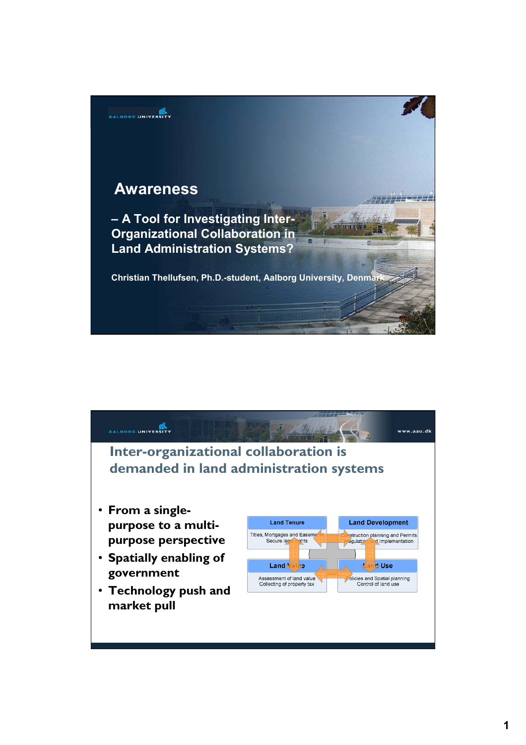# Awareness

## – A Tool for Investigating Inter-Organizational Collaboration in Land Administration Systems?

**Christian Thellufsen, Ph.D.-student, Aalborg University, Denmark**

---

## Inter-organizational collaboration is demanded in land administration systems

- **From a single-purpose to a multi-purpose perspective**
- **Spatially enabling of government**
- **Technology push and market pull**

| Land Tenure | Land Development |
|---|---|
| Titles, Mortgages and Easements<br>Secure legal rights | Construction planning and Permits<br>Regulation and Implementation |
| **Land Value** | **Land Use** |
| Assessment of land value<br>Collecting of property tax | Policies and Spatial planning<br>Control of land use |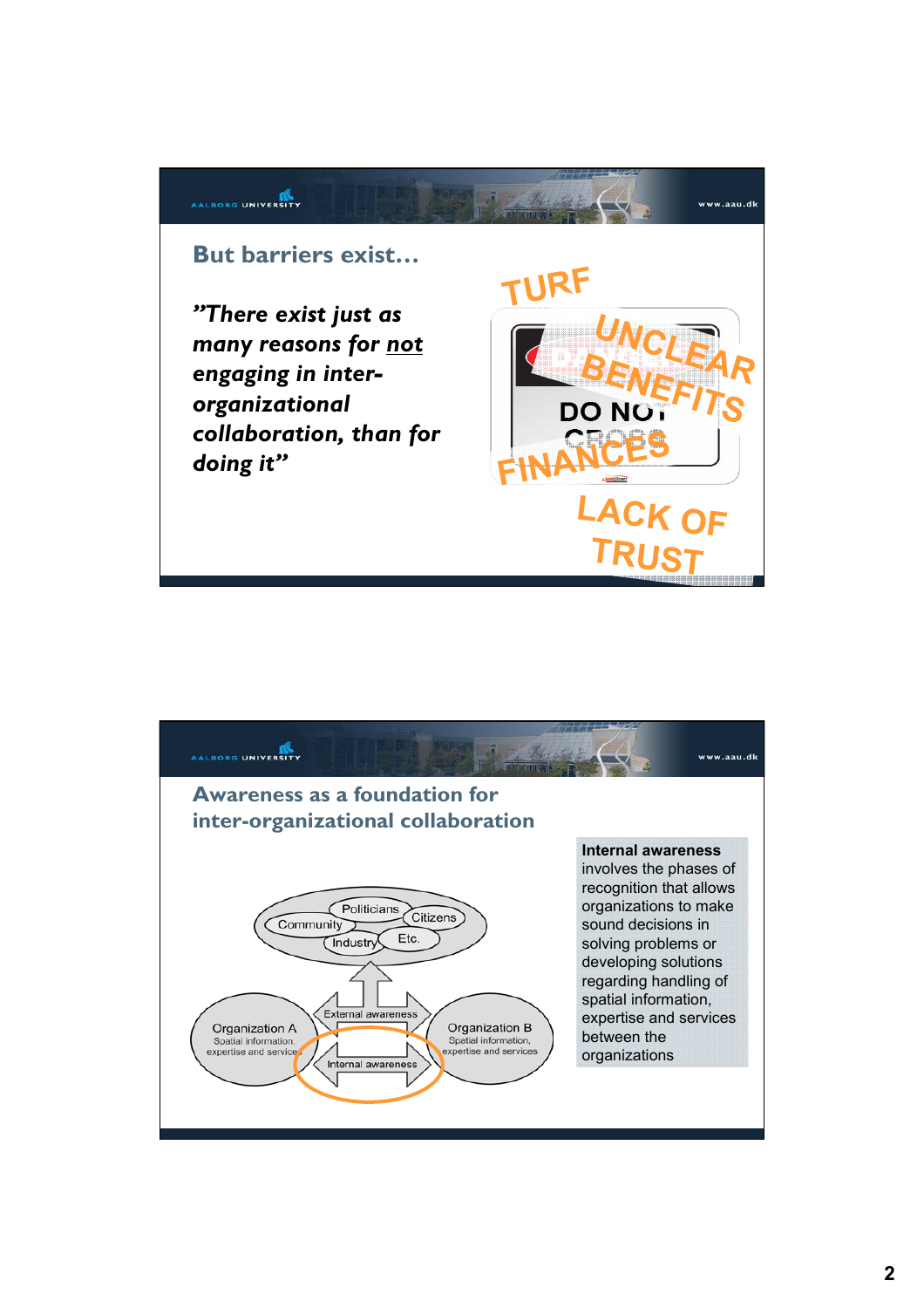## But barriers exist…

*"There exist just as many reasons for __not__ engaging in inter-organizational collaboration, than for doing it"*

TURF

UNCLEAR BENEFITS

DO NOT CROSS

FINANCES

LACK OF TRUST

## Awareness as a foundation for inter-organizational collaboration

Politicians, Citizens, Community, Industry, Etc.

External awareness

Organization A
Spatial information, expertise and services

Internal awareness

Organization B
Spatial information, expertise and services

**Internal awareness** involves the phases of recognition that allows organizations to make sound decisions in solving problems or developing solutions regarding handling of spatial information, expertise and services between the organizations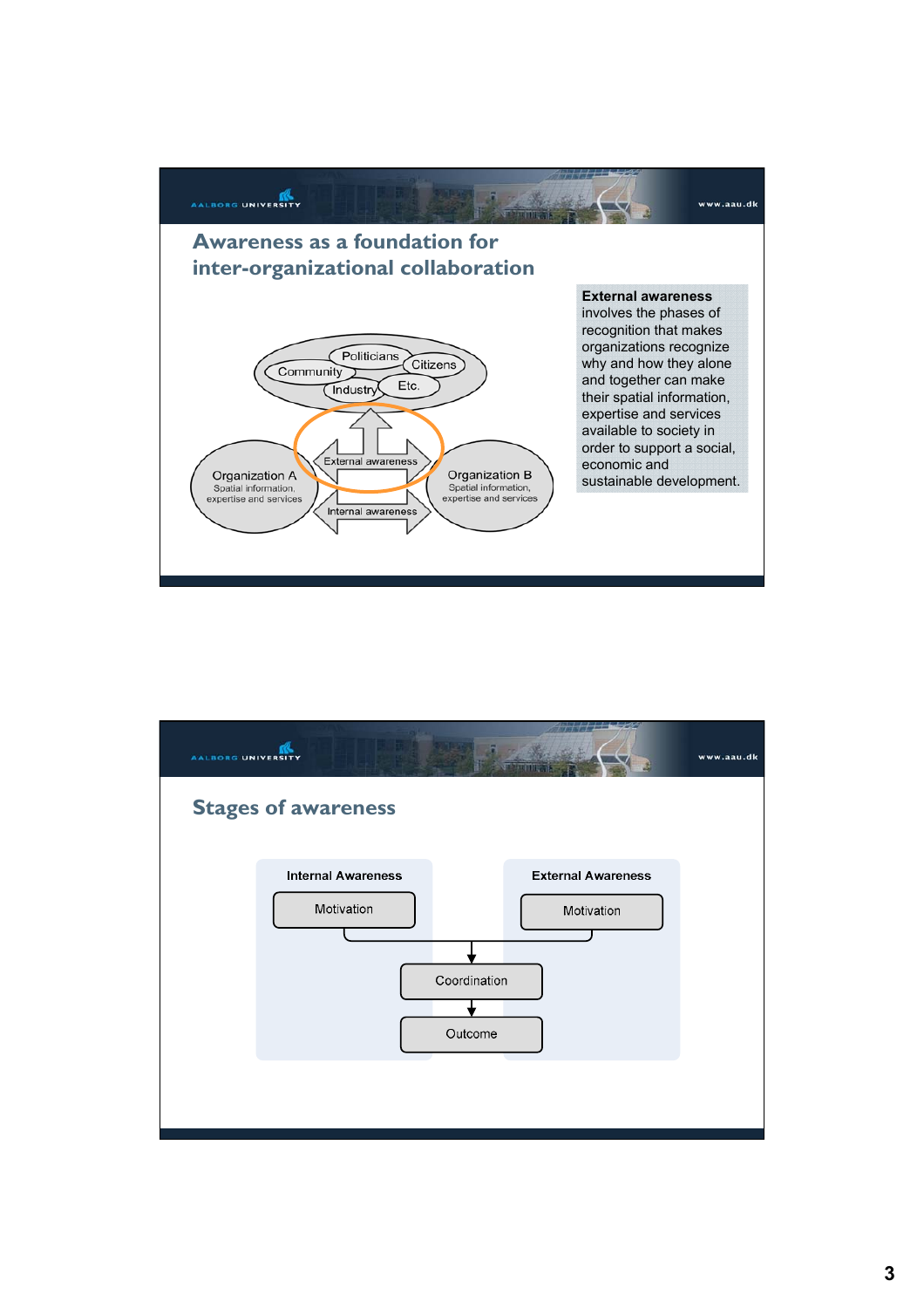## Awareness as a foundation for inter-organizational collaboration

Politicians, Citizens, Community, Industry, Etc.

External awareness

Organization A
Spatial information, expertise and services

Organization B
Spatial information, expertise and services

Internal awareness

**External awareness** involves the phases of recognition that makes organizations recognize why and how they alone and together can make their spatial information, expertise and services available to society in order to support a social, economic and sustainable development.

## Stages of awareness

**Internal Awareness**
- Motivation

**External Awareness**
- Motivation

Coordination

Outcome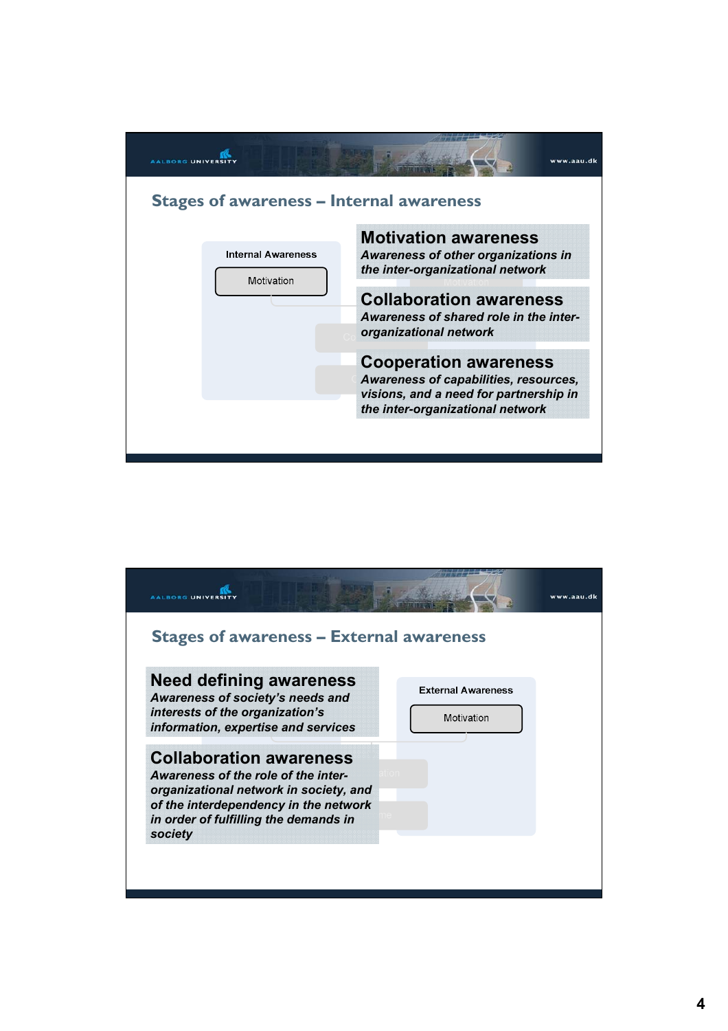## Stages of awareness – Internal awareness

Internal Awareness

Motivation

### Motivation awareness

***Awareness of other organizations in the inter-organizational network***

### Collaboration awareness

***Awareness of shared role in the inter-organizational network***

### Cooperation awareness

***Awareness of capabilities, resources, visions, and a need for partnership in the inter-organizational network***

## Stages of awareness – External awareness

### Need defining awareness

***Awareness of society's needs and interests of the organization's information, expertise and services***

### Collaboration awareness

***Awareness of the role of the inter-organizational network in society, and of the interdependency in the network in order of fulfilling the demands in society***

External Awareness

Motivation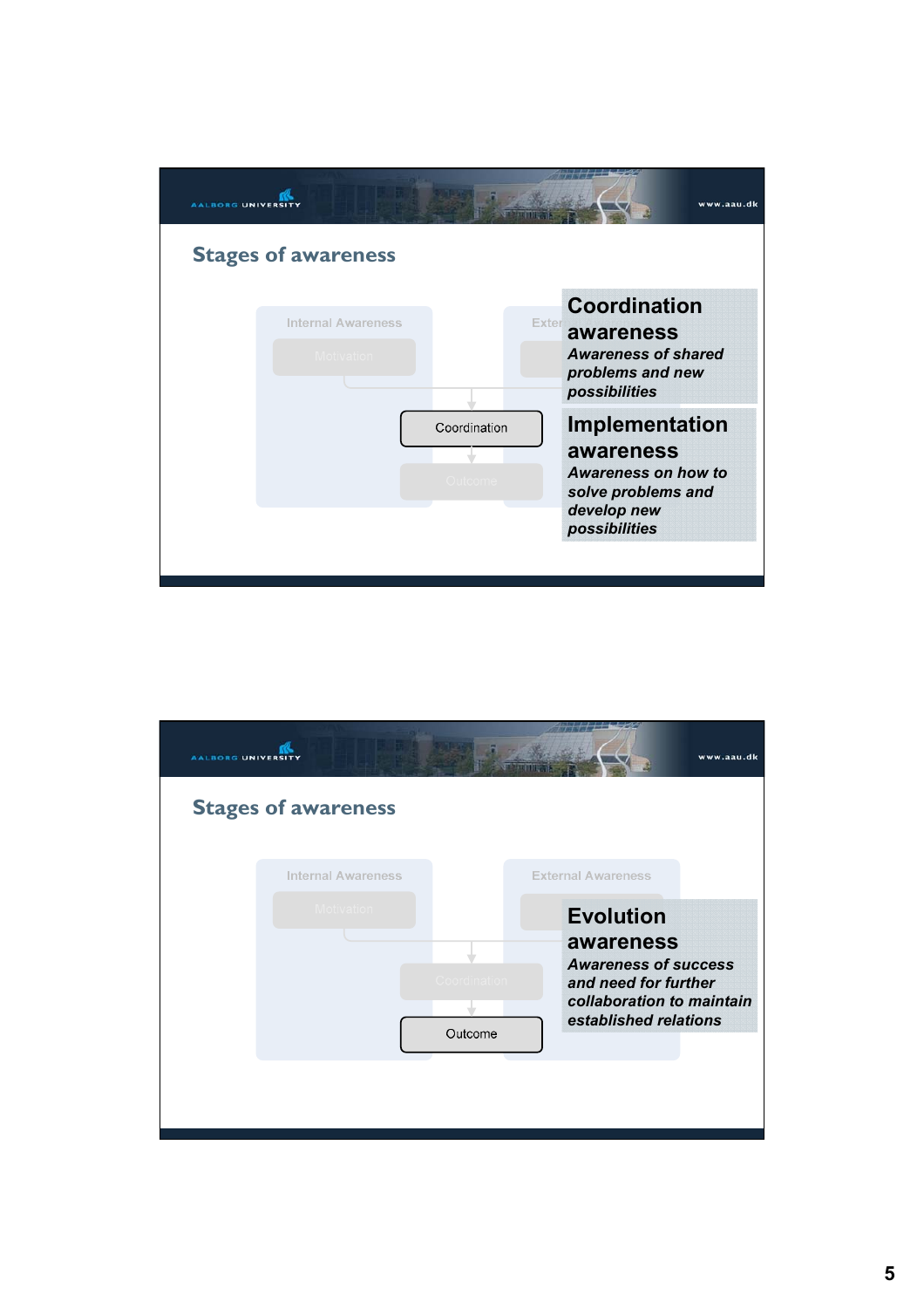## Stages of awareness

Internal Awareness

Motivation

Coordination

Outcome

**Coordination awareness**

***Awareness of shared problems and new possibilities***

**Implementation awareness**

***Awareness on how to solve problems and develop new possibilities***

## Stages of awareness

Internal Awareness

External Awareness

Motivation

Coordination

Outcome

**Evolution awareness**

***Awareness of success and need for further collaboration to maintain established relations***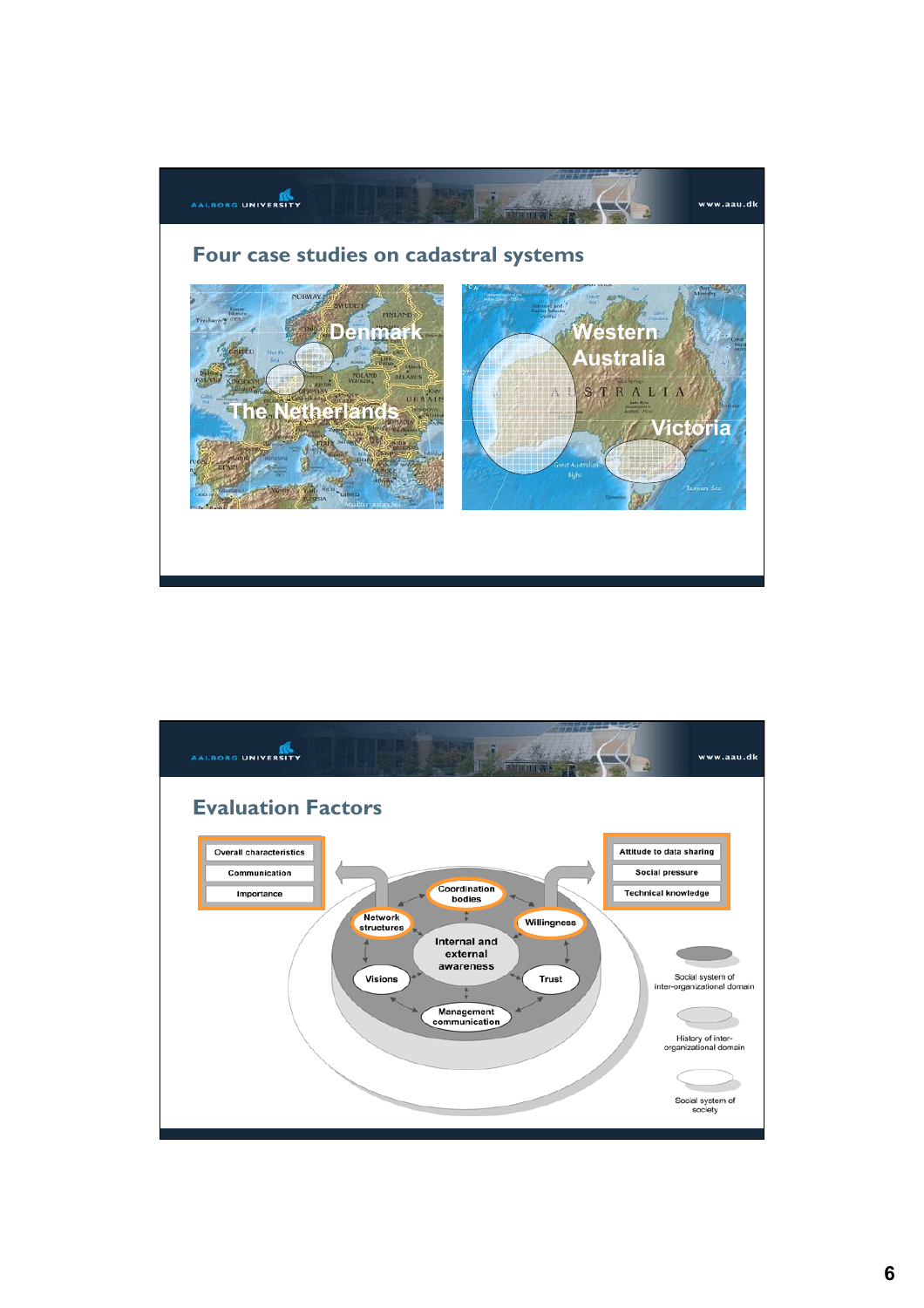## Four case studies on cadastral systems

- Denmark
- The Netherlands
- Western Australia
- Victoria

## Evaluation Factors

- Overall characteristics
- Communication
- Importance

- Attitude to data sharing
- Social pressure
- Technical knowledge

Coordination bodies

Network structures

Willingness

Internal and external awareness

Visions

Trust

Management communication

Social system of inter-organizational domain

History of inter-organizational domain

Social system of society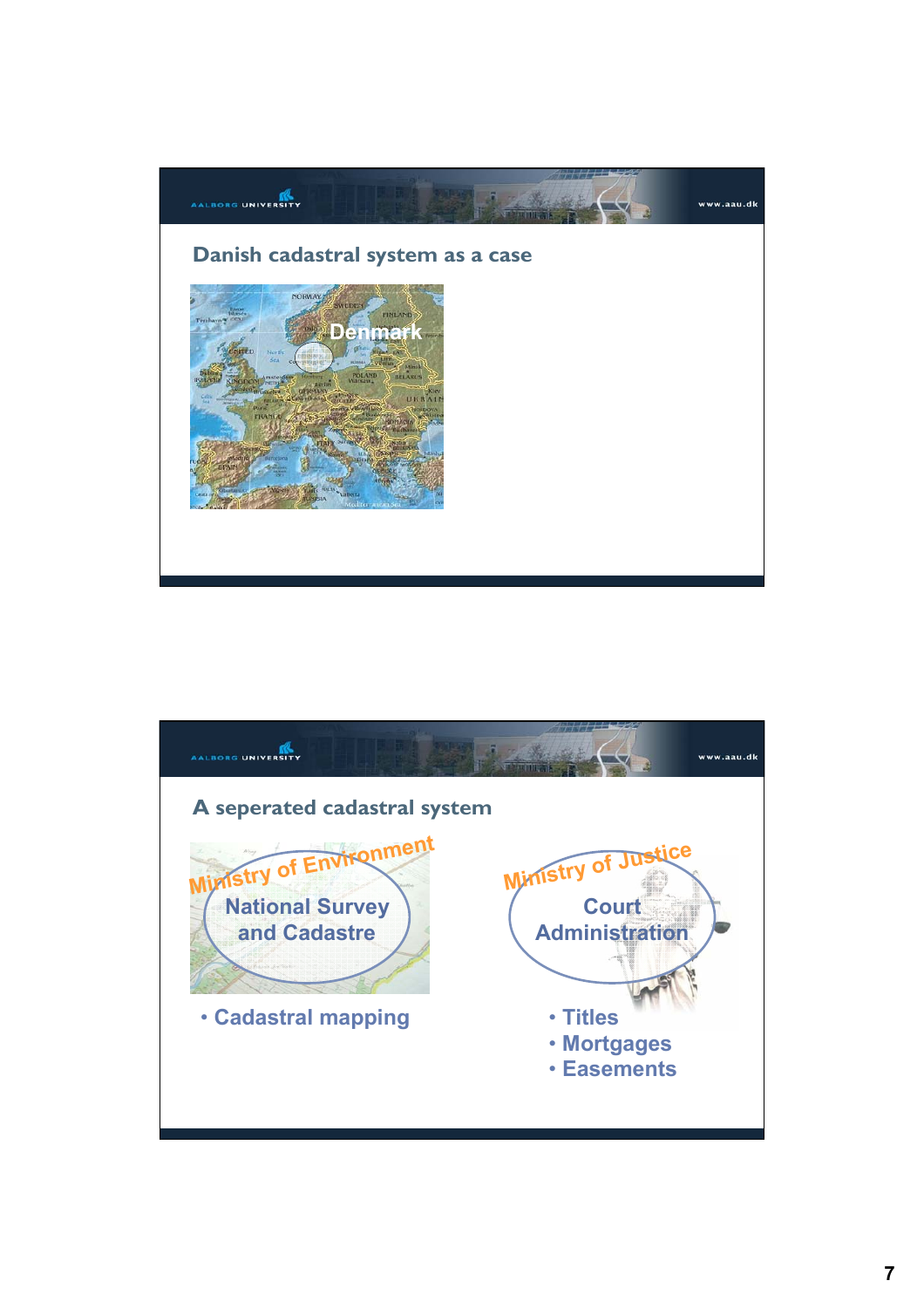## Danish cadastral system as a case

Denmark

## A seperated cadastral system

**Ministry of Environment**

National Survey and Cadastre

- Cadastral mapping

**Ministry of Justice**

Court Administration

- Titles
- Mortgages
- Easements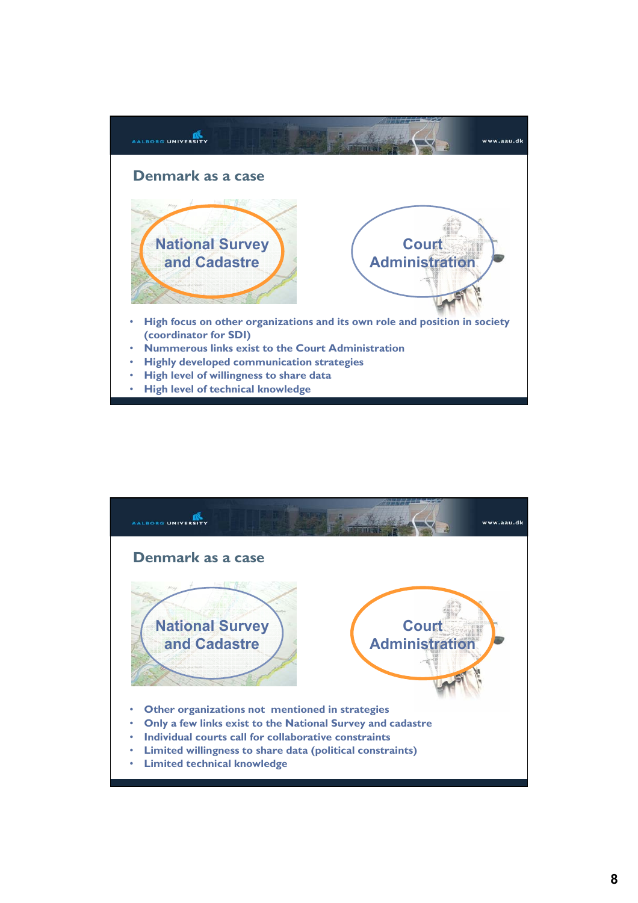## Denmark as a case

National Survey and Cadastre

Court Administration

- High focus on other organizations and its own role and position in society (coordinator for SDI)
- Nummerous links exist to the Court Administration
- Highly developed communication strategies
- High level of willingness to share data
- High level of technical knowledge

## Denmark as a case

National Survey and Cadastre

Court Administration

- Other organizations not mentioned in strategies
- Only a few links exist to the National Survey and cadastre
- Individual courts call for collaborative constraints
- Limited willingness to share data (political constraints)
- Limited technical knowledge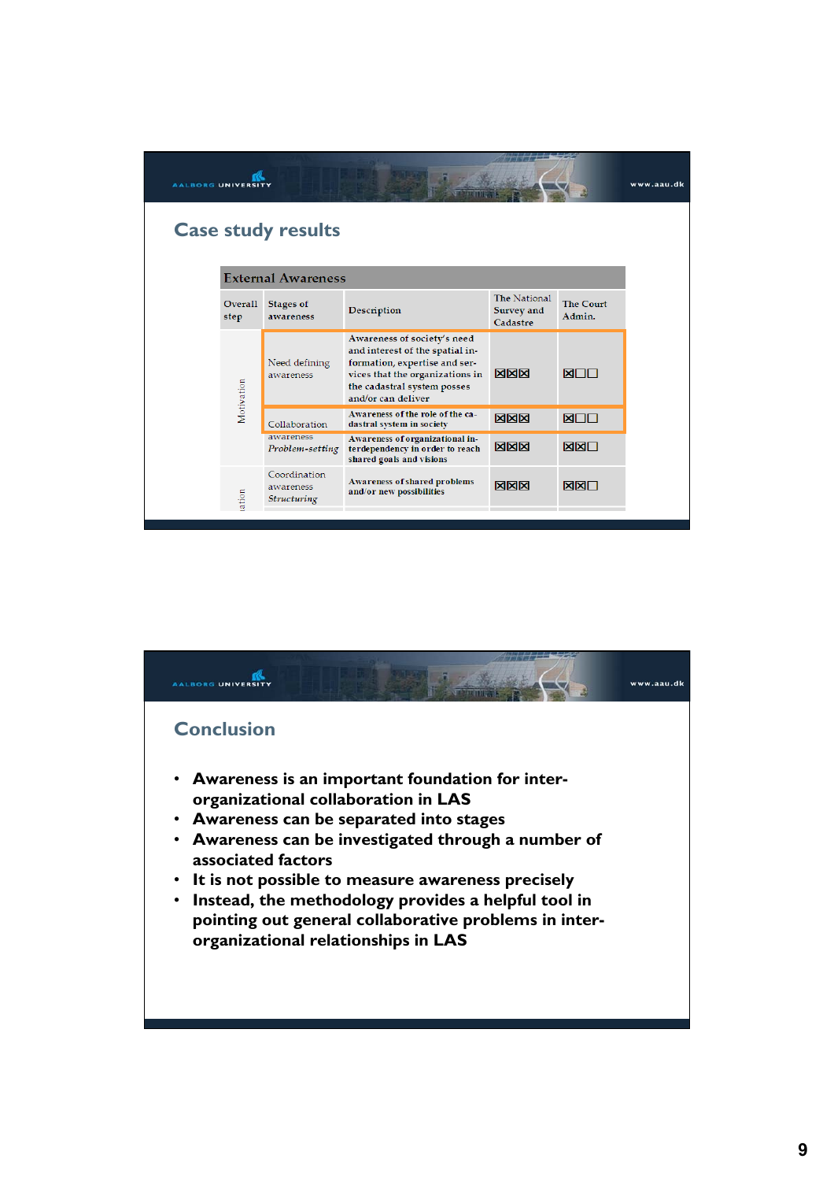## Case study results

| External Awareness | | | | |
|---|---|---|---|---|
| Overall step | Stages of awareness | Description | The National Survey and Cadastre | The Court Admin. |
| Motivation | Need defining awareness | Awareness of society's need and interest of the spatial information, expertise and services that the organizations in the cadastral system posses and/or can deliver | ☒☒☒ | ☒☐☐ |
| | Collaboration awareness | Awareness of the role of the cadastral system in society | ☒☒☒ | ☒☐☐ |
| | *Problem-setting* | Awareness of organizational interdependency in order to reach shared goals and visions | ☒☒☒ | ☒☒☐ |
| ation | Coordination awareness *Structuring* | Awareness of shared problems and/or new possibilities | ☒☒☒ | ☒☒☐ |

## Conclusion

- **Awareness is an important foundation for inter-organizational collaboration in LAS**
- **Awareness can be separated into stages**
- **Awareness can be investigated through a number of associated factors**
- **It is not possible to measure awareness precisely**
- **Instead, the methodology provides a helpful tool in pointing out general collaborative problems in inter-organizational relationships in LAS**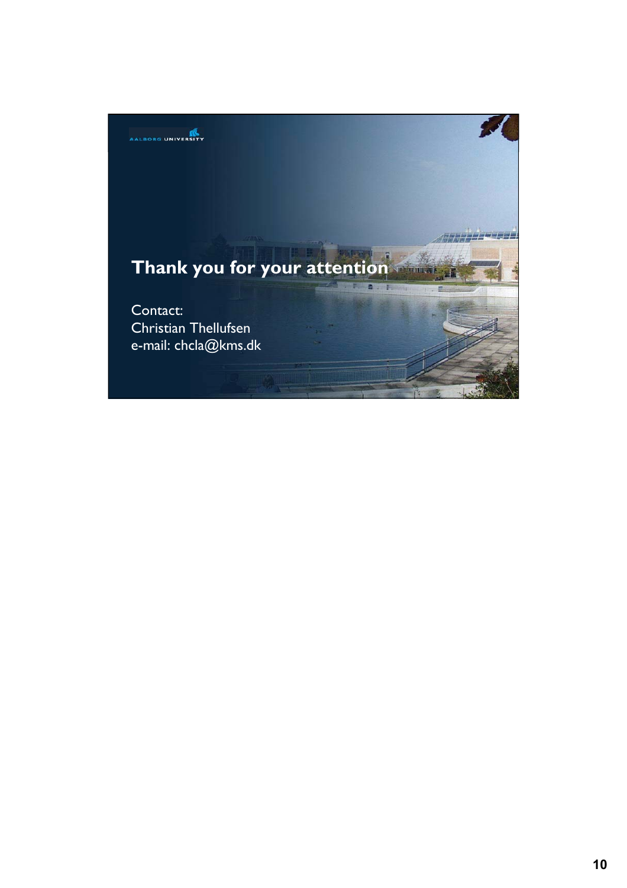AALBORG UNIVERSITY

# Thank you for your attention

Contact:
Christian Thellufsen
e-mail: chcla@kms.dk